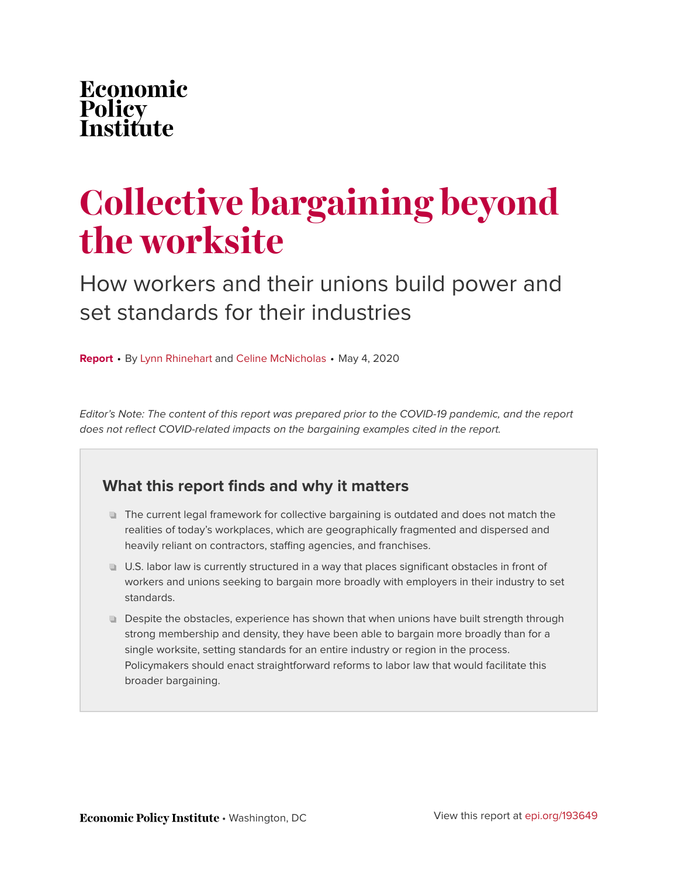Economic Policy Institute

# Collective bargaining beyond the worksite

## How workers and their unions build power and set standards for their industries

**Report** • By Lynn Rhinehart and Celine McNicholas • May 4, 2020

*Editor's Note: The content of this report was prepared prior to the COVID-19 pandemic, and the report does not reflect COVID-related impacts on the bargaining examples cited in the report.*

### What this report finds and why it matters

- The current legal framework for collective bargaining is outdated and does not match the realities of today's workplaces, which are geographically fragmented and dispersed and heavily reliant on contractors, staffing agencies, and franchises.
- U.S. labor law is currently structured in a way that places significant obstacles in front of workers and unions seeking to bargain more broadly with employers in their industry to set standards.
- Despite the obstacles, experience has shown that when unions have built strength through strong membership and density, they have been able to bargain more broadly than for a single worksite, setting standards for an entire industry or region in the process. Policymakers should enact straightforward reforms to labor law that would facilitate this broader bargaining.

**Economic Policy Institute** • Washington, DC

View this report at epi.org/193649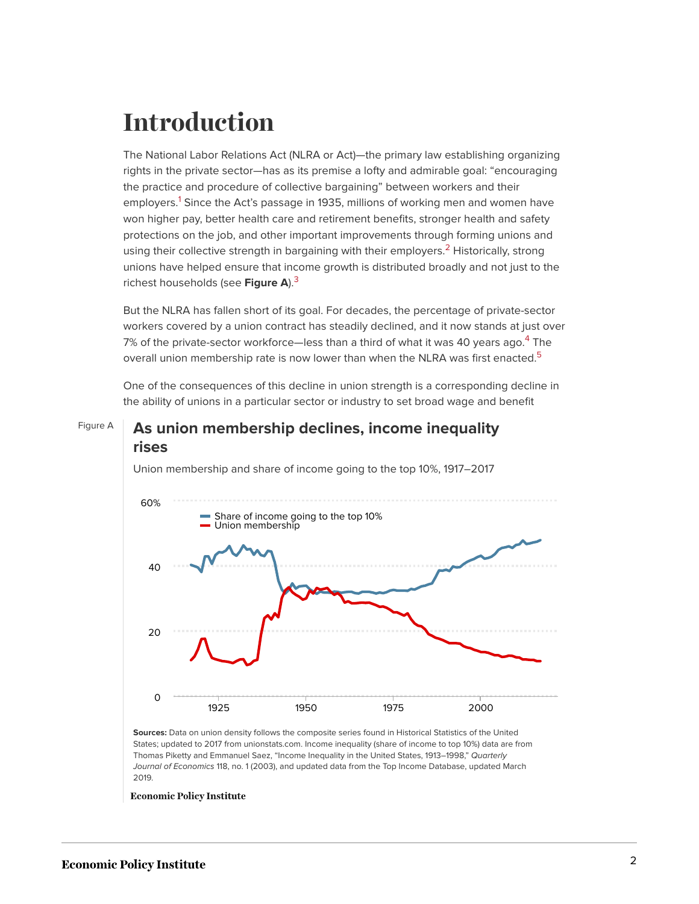# Introduction

The National Labor Relations Act (NLRA or Act)—the primary law establishing organizing rights in the private sector—has as its premise a lofty and admirable goal: "encouraging the practice and procedure of collective bargaining" between workers and their employers.[1] Since the Act's passage in 1935, millions of working men and women have won higher pay, better health care and retirement benefits, stronger health and safety protections on the job, and other important improvements through forming unions and using their collective strength in bargaining with their employers.[2] Historically, strong unions have helped ensure that income growth is distributed broadly and not just to the richest households (see **Figure A**).[3]

But the NLRA has fallen short of its goal. For decades, the percentage of private-sector workers covered by a union contract has steadily declined, and it now stands at just over 7% of the private-sector workforce—less than a third of what it was 40 years ago.[4] The overall union membership rate is now lower than when the NLRA was first enacted.[5]

One of the consequences of this decline in union strength is a corresponding decline in the ability of unions in a particular sector or industry to set broad wage and benefit

Figure A

**As union membership declines, income inequality rises**

Union membership and share of income going to the top 10%, 1917–2017

**Sources:** Data on union density follows the composite series found in Historical Statistics of the United States; updated to 2017 from unionstats.com. Income inequality (share of income to top 10%) data are from Thomas Piketty and Emmanuel Saez, "Income Inequality in the United States, 1913–1998," *Quarterly Journal of Economics* 118, no. 1 (2003), and updated data from the Top Income Database, updated March 2019.

Economic Policy Institute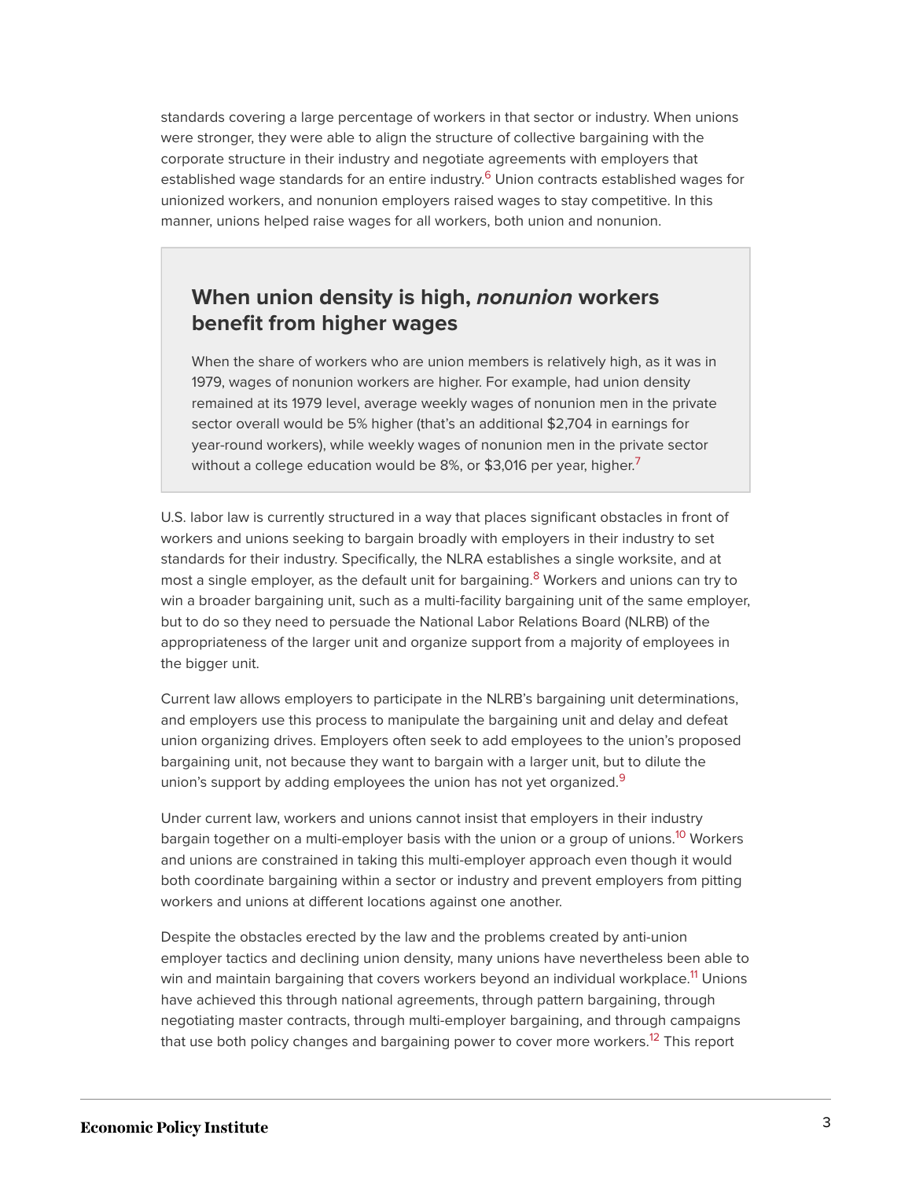standards covering a large percentage of workers in that sector or industry. When unions were stronger, they were able to align the structure of collective bargaining with the corporate structure in their industry and negotiate agreements with employers that established wage standards for an entire industry.[6] Union contracts established wages for unionized workers, and nonunion employers raised wages to stay competitive. In this manner, unions helped raise wages for all workers, both union and nonunion.

> ### When union density is high, *nonunion* workers benefit from higher wages
>
> When the share of workers who are union members is relatively high, as it was in 1979, wages of nonunion workers are higher. For example, had union density remained at its 1979 level, average weekly wages of nonunion men in the private sector overall would be 5% higher (that's an additional $2,704 in earnings for year-round workers), while weekly wages of nonunion men in the private sector without a college education would be 8%, or $3,016 per year, higher.[7]

U.S. labor law is currently structured in a way that places significant obstacles in front of workers and unions seeking to bargain broadly with employers in their industry to set standards for their industry. Specifically, the NLRA establishes a single worksite, and at most a single employer, as the default unit for bargaining.[8] Workers and unions can try to win a broader bargaining unit, such as a multi-facility bargaining unit of the same employer, but to do so they need to persuade the National Labor Relations Board (NLRB) of the appropriateness of the larger unit and organize support from a majority of employees in the bigger unit.

Current law allows employers to participate in the NLRB's bargaining unit determinations, and employers use this process to manipulate the bargaining unit and delay and defeat union organizing drives. Employers often seek to add employees to the union's proposed bargaining unit, not because they want to bargain with a larger unit, but to dilute the union's support by adding employees the union has not yet organized.[9]

Under current law, workers and unions cannot insist that employers in their industry bargain together on a multi-employer basis with the union or a group of unions.[10] Workers and unions are constrained in taking this multi-employer approach even though it would both coordinate bargaining within a sector or industry and prevent employers from pitting workers and unions at different locations against one another.

Despite the obstacles erected by the law and the problems created by anti-union employer tactics and declining union density, many unions have nevertheless been able to win and maintain bargaining that covers workers beyond an individual workplace.[11] Unions have achieved this through national agreements, through pattern bargaining, through negotiating master contracts, through multi-employer bargaining, and through campaigns that use both policy changes and bargaining power to cover more workers.[12] This report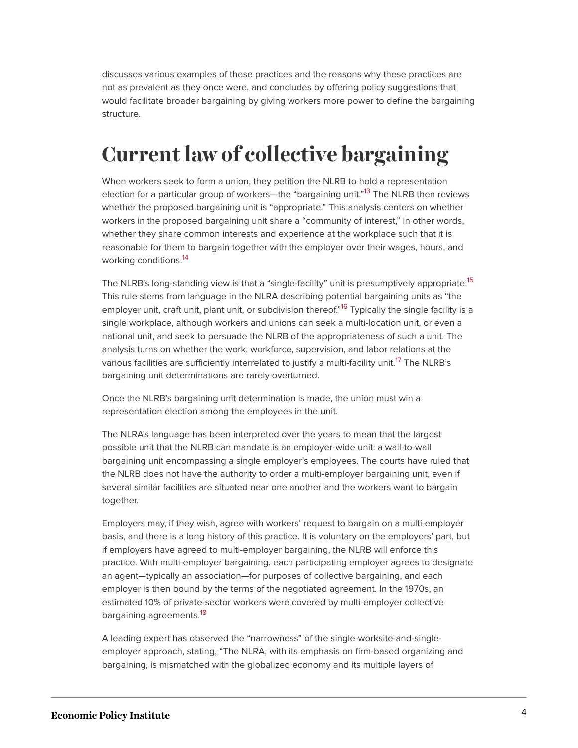discusses various examples of these practices and the reasons why these practices are not as prevalent as they once were, and concludes by offering policy suggestions that would facilitate broader bargaining by giving workers more power to define the bargaining structure.

# Current law of collective bargaining

When workers seek to form a union, they petition the NLRB to hold a representation election for a particular group of workers—the "bargaining unit."[13] The NLRB then reviews whether the proposed bargaining unit is "appropriate." This analysis centers on whether workers in the proposed bargaining unit share a "community of interest," in other words, whether they share common interests and experience at the workplace such that it is reasonable for them to bargain together with the employer over their wages, hours, and working conditions.[14]

The NLRB's long-standing view is that a "single-facility" unit is presumptively appropriate.[15] This rule stems from language in the NLRA describing potential bargaining units as "the employer unit, craft unit, plant unit, or subdivision thereof."[16] Typically the single facility is a single workplace, although workers and unions can seek a multi-location unit, or even a national unit, and seek to persuade the NLRB of the appropriateness of such a unit. The analysis turns on whether the work, workforce, supervision, and labor relations at the various facilities are sufficiently interrelated to justify a multi-facility unit.[17] The NLRB's bargaining unit determinations are rarely overturned.

Once the NLRB's bargaining unit determination is made, the union must win a representation election among the employees in the unit.

The NLRA's language has been interpreted over the years to mean that the largest possible unit that the NLRB can mandate is an employer-wide unit: a wall-to-wall bargaining unit encompassing a single employer's employees. The courts have ruled that the NLRB does not have the authority to order a multi-employer bargaining unit, even if several similar facilities are situated near one another and the workers want to bargain together.

Employers may, if they wish, agree with workers' request to bargain on a multi-employer basis, and there is a long history of this practice. It is voluntary on the employers' part, but if employers have agreed to multi-employer bargaining, the NLRB will enforce this practice. With multi-employer bargaining, each participating employer agrees to designate an agent—typically an association—for purposes of collective bargaining, and each employer is then bound by the terms of the negotiated agreement. In the 1970s, an estimated 10% of private-sector workers were covered by multi-employer collective bargaining agreements.[18]

A leading expert has observed the "narrowness" of the single-worksite-and-single-employer approach, stating, "The NLRA, with its emphasis on firm-based organizing and bargaining, is mismatched with the globalized economy and its multiple layers of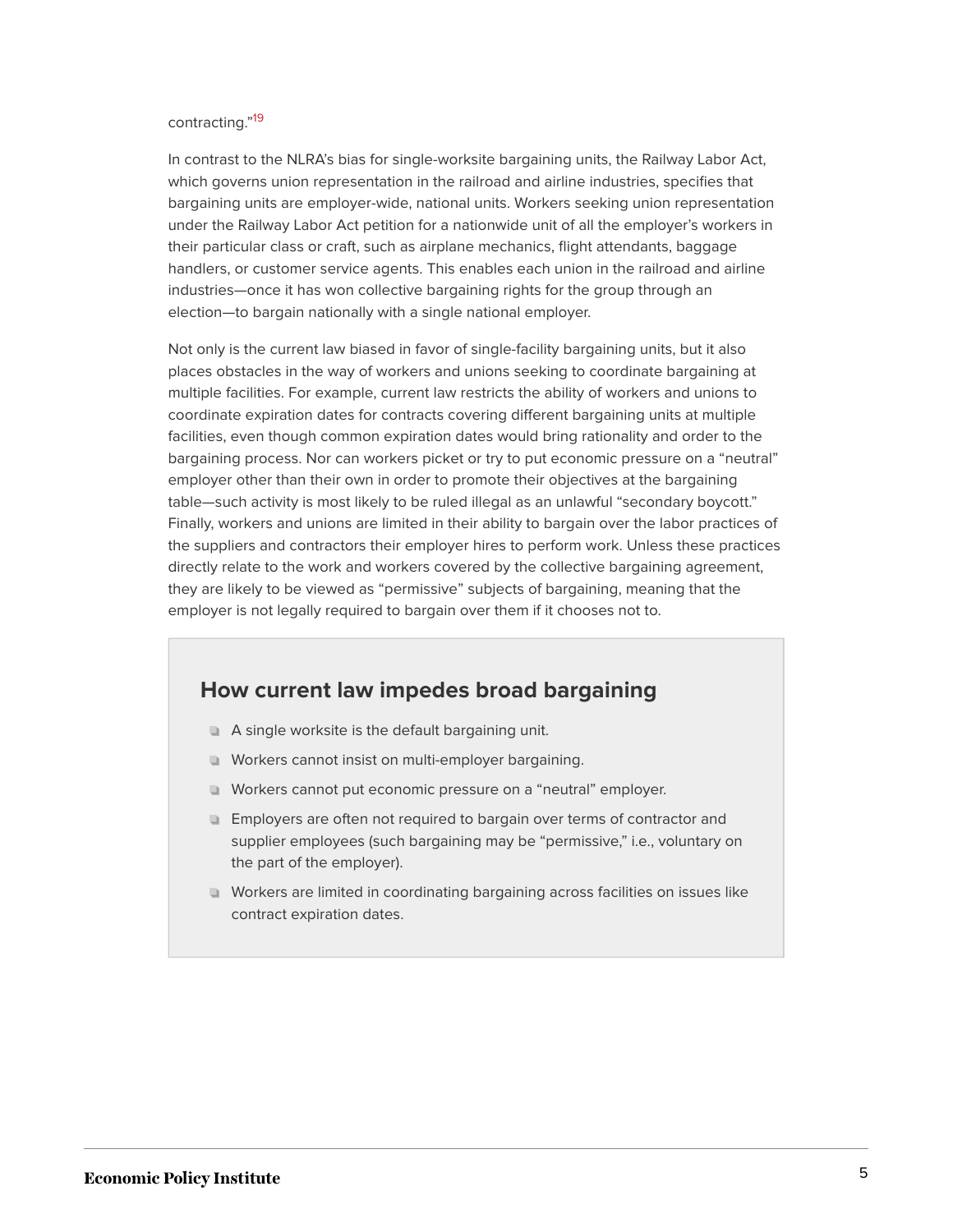contracting."[19]

In contrast to the NLRA's bias for single-worksite bargaining units, the Railway Labor Act, which governs union representation in the railroad and airline industries, specifies that bargaining units are employer-wide, national units. Workers seeking union representation under the Railway Labor Act petition for a nationwide unit of all the employer's workers in their particular class or craft, such as airplane mechanics, flight attendants, baggage handlers, or customer service agents. This enables each union in the railroad and airline industries—once it has won collective bargaining rights for the group through an election—to bargain nationally with a single national employer.

Not only is the current law biased in favor of single-facility bargaining units, but it also places obstacles in the way of workers and unions seeking to coordinate bargaining at multiple facilities. For example, current law restricts the ability of workers and unions to coordinate expiration dates for contracts covering different bargaining units at multiple facilities, even though common expiration dates would bring rationality and order to the bargaining process. Nor can workers picket or try to put economic pressure on a "neutral" employer other than their own in order to promote their objectives at the bargaining table—such activity is most likely to be ruled illegal as an unlawful "secondary boycott." Finally, workers and unions are limited in their ability to bargain over the labor practices of the suppliers and contractors their employer hires to perform work. Unless these practices directly relate to the work and workers covered by the collective bargaining agreement, they are likely to be viewed as "permissive" subjects of bargaining, meaning that the employer is not legally required to bargain over them if it chooses not to.

## How current law impedes broad bargaining

- A single worksite is the default bargaining unit.
- Workers cannot insist on multi-employer bargaining.
- Workers cannot put economic pressure on a "neutral" employer.
- Employers are often not required to bargain over terms of contractor and supplier employees (such bargaining may be "permissive," i.e., voluntary on the part of the employer).
- Workers are limited in coordinating bargaining across facilities on issues like contract expiration dates.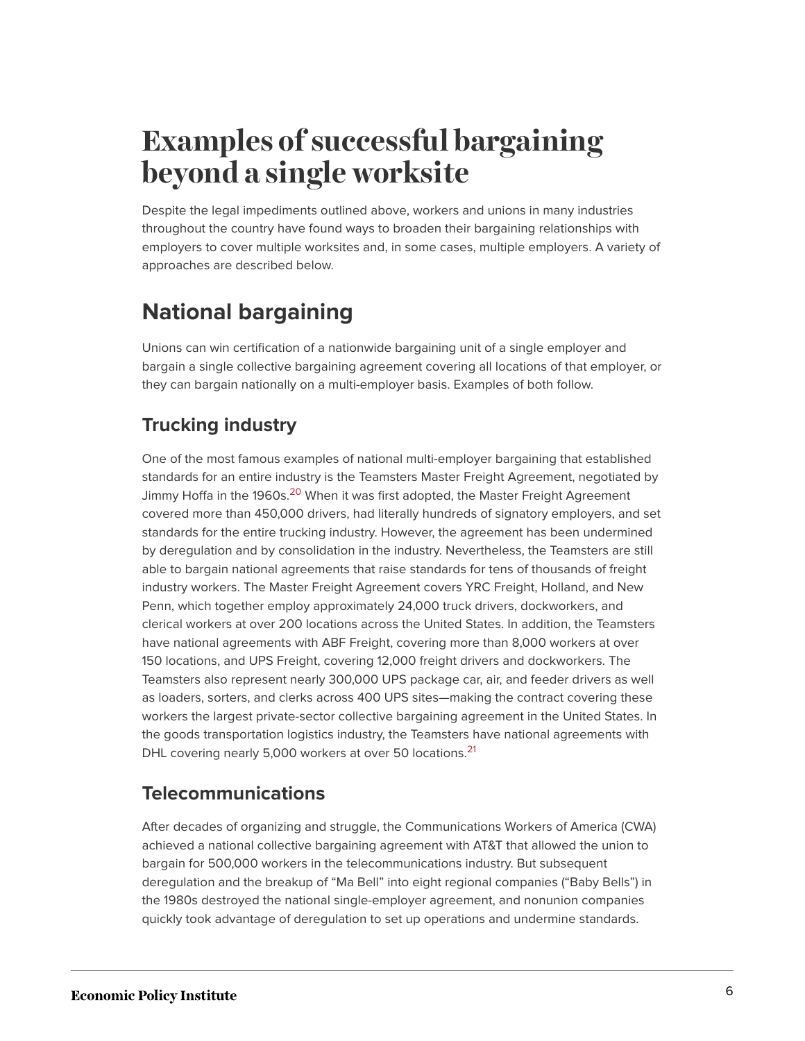# Examples of successful bargaining beyond a single worksite

Despite the legal impediments outlined above, workers and unions in many industries throughout the country have found ways to broaden their bargaining relationships with employers to cover multiple worksites and, in some cases, multiple employers. A variety of approaches are described below.

## National bargaining

Unions can win certification of a nationwide bargaining unit of a single employer and bargain a single collective bargaining agreement covering all locations of that employer, or they can bargain nationally on a multi-employer basis. Examples of both follow.

### Trucking industry

One of the most famous examples of national multi-employer bargaining that established standards for an entire industry is the Teamsters Master Freight Agreement, negotiated by Jimmy Hoffa in the 1960s.[20] When it was first adopted, the Master Freight Agreement covered more than 450,000 drivers, had literally hundreds of signatory employers, and set standards for the entire trucking industry. However, the agreement has been undermined by deregulation and by consolidation in the industry. Nevertheless, the Teamsters are still able to bargain national agreements that raise standards for tens of thousands of freight industry workers. The Master Freight Agreement covers YRC Freight, Holland, and New Penn, which together employ approximately 24,000 truck drivers, dockworkers, and clerical workers at over 200 locations across the United States. In addition, the Teamsters have national agreements with ABF Freight, covering more than 8,000 workers at over 150 locations, and UPS Freight, covering 12,000 freight drivers and dockworkers. The Teamsters also represent nearly 300,000 UPS package car, air, and feeder drivers as well as loaders, sorters, and clerks across 400 UPS sites—making the contract covering these workers the largest private-sector collective bargaining agreement in the United States. In the goods transportation logistics industry, the Teamsters have national agreements with DHL covering nearly 5,000 workers at over 50 locations.[21]

### Telecommunications

After decades of organizing and struggle, the Communications Workers of America (CWA) achieved a national collective bargaining agreement with AT&T that allowed the union to bargain for 500,000 workers in the telecommunications industry. But subsequent deregulation and the breakup of "Ma Bell" into eight regional companies ("Baby Bells") in the 1980s destroyed the national single-employer agreement, and nonunion companies quickly took advantage of deregulation to set up operations and undermine standards.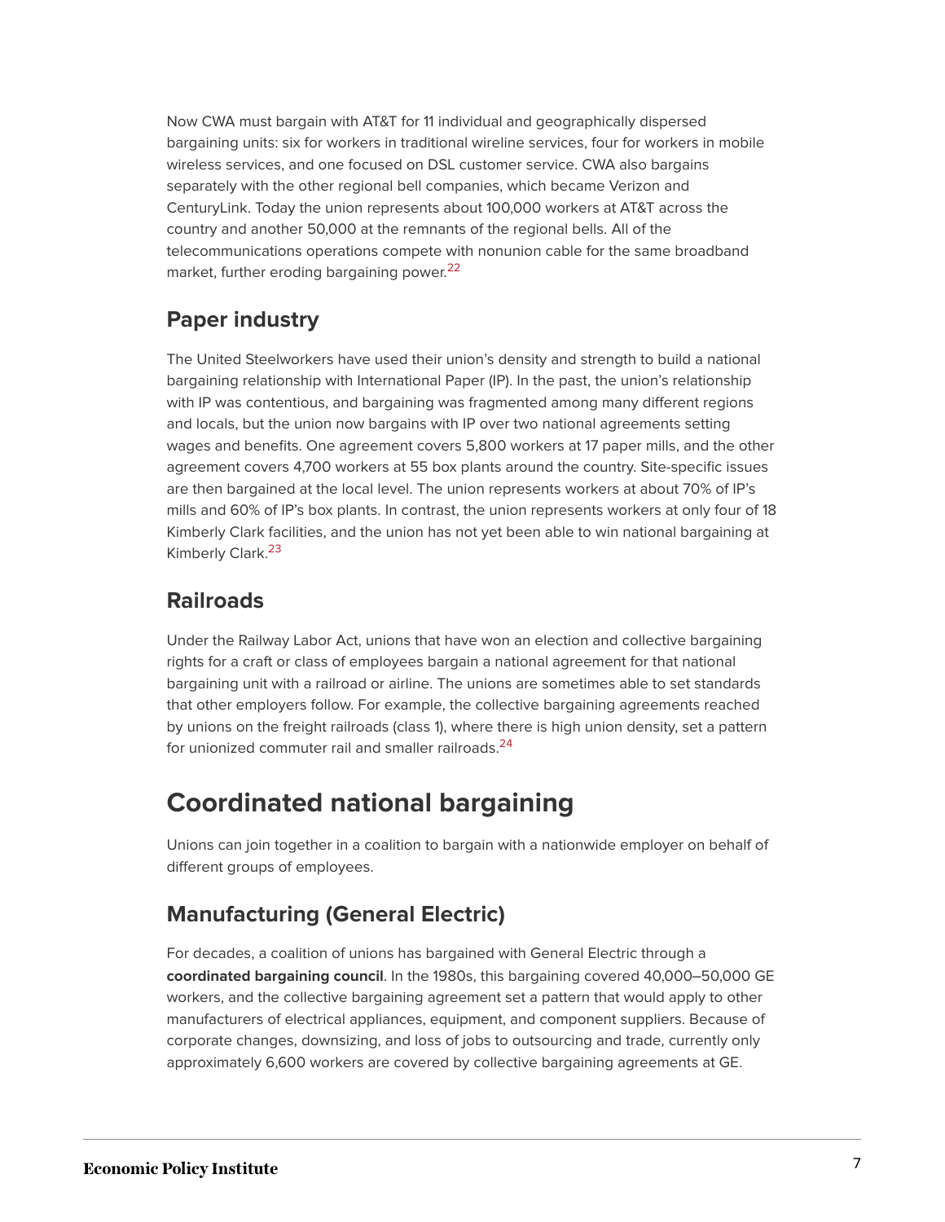Now CWA must bargain with AT&T for 11 individual and geographically dispersed bargaining units: six for workers in traditional wireline services, four for workers in mobile wireless services, and one focused on DSL customer service. CWA also bargains separately with the other regional bell companies, which became Verizon and CenturyLink. Today the union represents about 100,000 workers at AT&T across the country and another 50,000 at the remnants of the regional bells. All of the telecommunications operations compete with nonunion cable for the same broadband market, further eroding bargaining power.[22]

## Paper industry

The United Steelworkers have used their union's density and strength to build a national bargaining relationship with International Paper (IP). In the past, the union's relationship with IP was contentious, and bargaining was fragmented among many different regions and locals, but the union now bargains with IP over two national agreements setting wages and benefits. One agreement covers 5,800 workers at 17 paper mills, and the other agreement covers 4,700 workers at 55 box plants around the country. Site-specific issues are then bargained at the local level. The union represents workers at about 70% of IP's mills and 60% of IP's box plants. In contrast, the union represents workers at only four of 18 Kimberly Clark facilities, and the union has not yet been able to win national bargaining at Kimberly Clark.[23]

## Railroads

Under the Railway Labor Act, unions that have won an election and collective bargaining rights for a craft or class of employees bargain a national agreement for that national bargaining unit with a railroad or airline. The unions are sometimes able to set standards that other employers follow. For example, the collective bargaining agreements reached by unions on the freight railroads (class 1), where there is high union density, set a pattern for unionized commuter rail and smaller railroads.[24]

# Coordinated national bargaining

Unions can join together in a coalition to bargain with a nationwide employer on behalf of different groups of employees.

## Manufacturing (General Electric)

For decades, a coalition of unions has bargained with General Electric through a **coordinated bargaining council**. In the 1980s, this bargaining covered 40,000–50,000 GE workers, and the collective bargaining agreement set a pattern that would apply to other manufacturers of electrical appliances, equipment, and component suppliers. Because of corporate changes, downsizing, and loss of jobs to outsourcing and trade, currently only approximately 6,600 workers are covered by collective bargaining agreements at GE.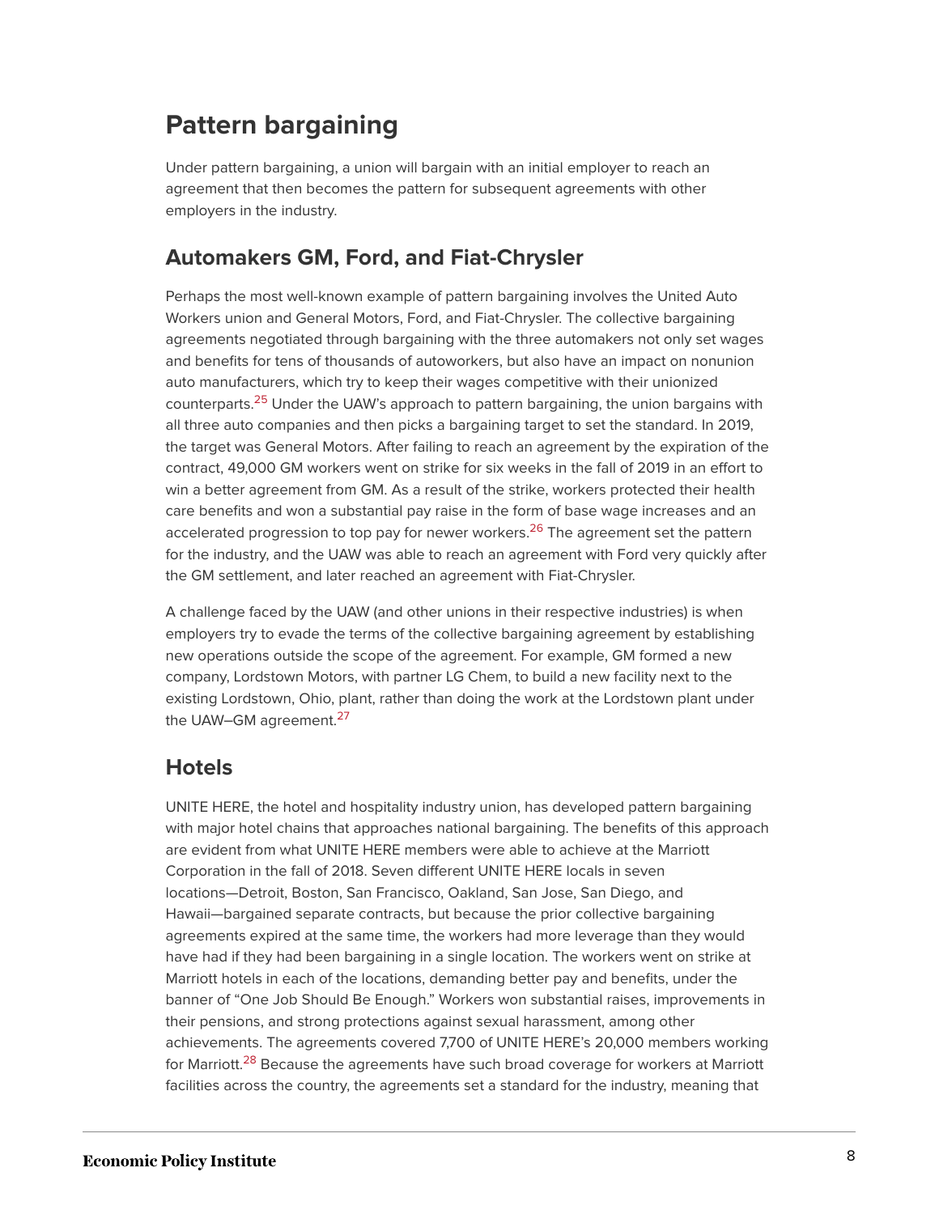## Pattern bargaining

Under pattern bargaining, a union will bargain with an initial employer to reach an agreement that then becomes the pattern for subsequent agreements with other employers in the industry.

### Automakers GM, Ford, and Fiat-Chrysler

Perhaps the most well-known example of pattern bargaining involves the United Auto Workers union and General Motors, Ford, and Fiat-Chrysler. The collective bargaining agreements negotiated through bargaining with the three automakers not only set wages and benefits for tens of thousands of autoworkers, but also have an impact on nonunion auto manufacturers, which try to keep their wages competitive with their unionized counterparts.[25] Under the UAW's approach to pattern bargaining, the union bargains with all three auto companies and then picks a bargaining target to set the standard. In 2019, the target was General Motors. After failing to reach an agreement by the expiration of the contract, 49,000 GM workers went on strike for six weeks in the fall of 2019 in an effort to win a better agreement from GM. As a result of the strike, workers protected their health care benefits and won a substantial pay raise in the form of base wage increases and an accelerated progression to top pay for newer workers.[26] The agreement set the pattern for the industry, and the UAW was able to reach an agreement with Ford very quickly after the GM settlement, and later reached an agreement with Fiat-Chrysler.

A challenge faced by the UAW (and other unions in their respective industries) is when employers try to evade the terms of the collective bargaining agreement by establishing new operations outside the scope of the agreement. For example, GM formed a new company, Lordstown Motors, with partner LG Chem, to build a new facility next to the existing Lordstown, Ohio, plant, rather than doing the work at the Lordstown plant under the UAW–GM agreement.[27]

### Hotels

UNITE HERE, the hotel and hospitality industry union, has developed pattern bargaining with major hotel chains that approaches national bargaining. The benefits of this approach are evident from what UNITE HERE members were able to achieve at the Marriott Corporation in the fall of 2018. Seven different UNITE HERE locals in seven locations—Detroit, Boston, San Francisco, Oakland, San Jose, San Diego, and Hawaii—bargained separate contracts, but because the prior collective bargaining agreements expired at the same time, the workers had more leverage than they would have had if they had been bargaining in a single location. The workers went on strike at Marriott hotels in each of the locations, demanding better pay and benefits, under the banner of "One Job Should Be Enough." Workers won substantial raises, improvements in their pensions, and strong protections against sexual harassment, among other achievements. The agreements covered 7,700 of UNITE HERE's 20,000 members working for Marriott.[28] Because the agreements have such broad coverage for workers at Marriott facilities across the country, the agreements set a standard for the industry, meaning that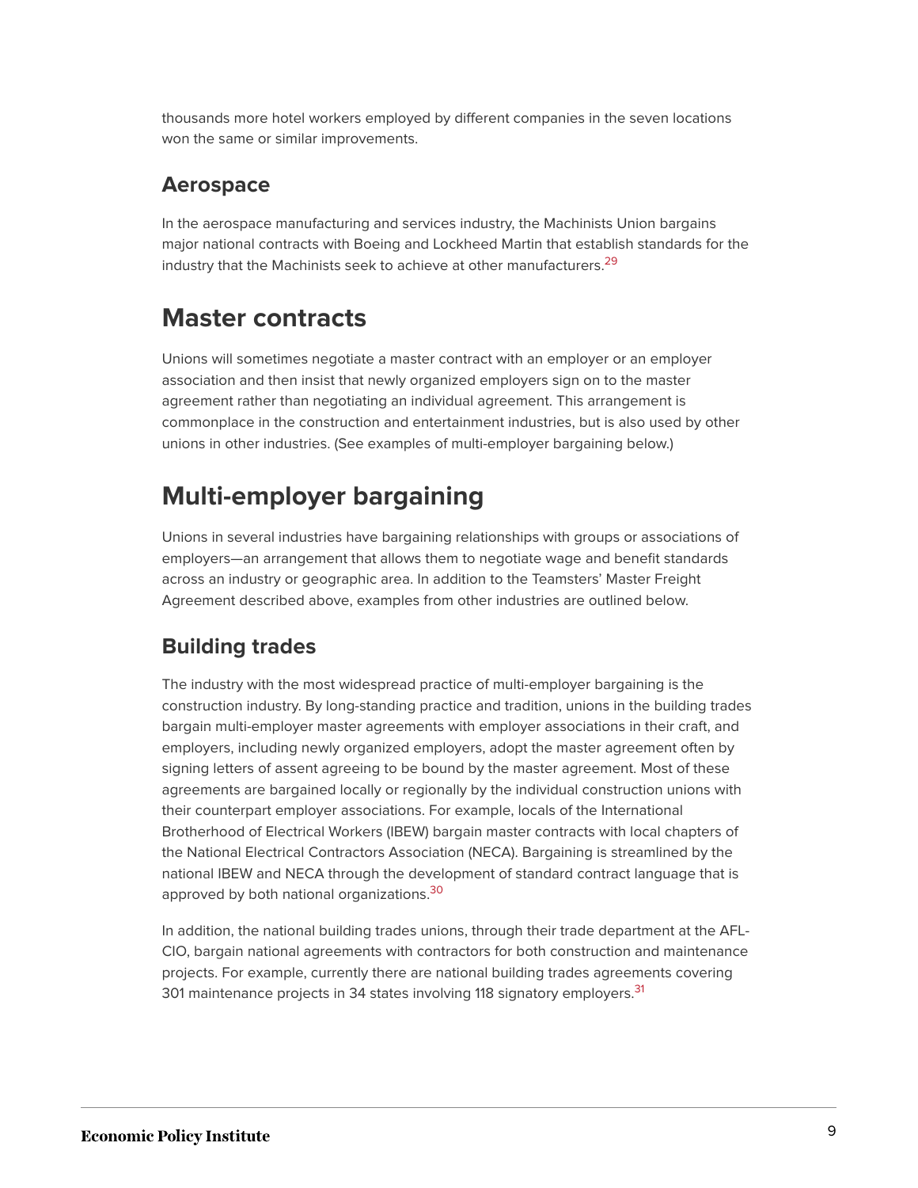thousands more hotel workers employed by different companies in the seven locations won the same or similar improvements.

### Aerospace

In the aerospace manufacturing and services industry, the Machinists Union bargains major national contracts with Boeing and Lockheed Martin that establish standards for the industry that the Machinists seek to achieve at other manufacturers.[29]

## Master contracts

Unions will sometimes negotiate a master contract with an employer or an employer association and then insist that newly organized employers sign on to the master agreement rather than negotiating an individual agreement. This arrangement is commonplace in the construction and entertainment industries, but is also used by other unions in other industries. (See examples of multi-employer bargaining below.)

## Multi-employer bargaining

Unions in several industries have bargaining relationships with groups or associations of employers—an arrangement that allows them to negotiate wage and benefit standards across an industry or geographic area. In addition to the Teamsters' Master Freight Agreement described above, examples from other industries are outlined below.

### Building trades

The industry with the most widespread practice of multi-employer bargaining is the construction industry. By long-standing practice and tradition, unions in the building trades bargain multi-employer master agreements with employer associations in their craft, and employers, including newly organized employers, adopt the master agreement often by signing letters of assent agreeing to be bound by the master agreement. Most of these agreements are bargained locally or regionally by the individual construction unions with their counterpart employer associations. For example, locals of the International Brotherhood of Electrical Workers (IBEW) bargain master contracts with local chapters of the National Electrical Contractors Association (NECA). Bargaining is streamlined by the national IBEW and NECA through the development of standard contract language that is approved by both national organizations.[30]

In addition, the national building trades unions, through their trade department at the AFL-CIO, bargain national agreements with contractors for both construction and maintenance projects. For example, currently there are national building trades agreements covering 301 maintenance projects in 34 states involving 118 signatory employers.[31]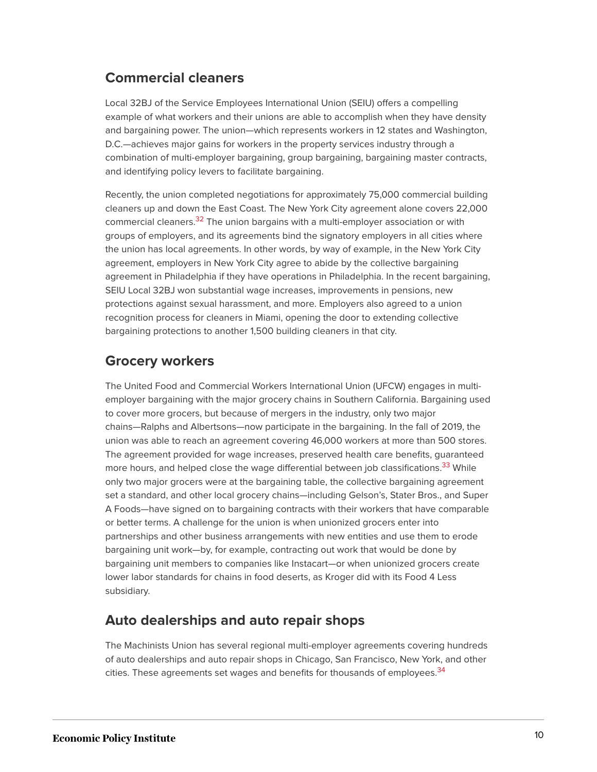## Commercial cleaners

Local 32BJ of the Service Employees International Union (SEIU) offers a compelling example of what workers and their unions are able to accomplish when they have density and bargaining power. The union—which represents workers in 12 states and Washington, D.C.—achieves major gains for workers in the property services industry through a combination of multi-employer bargaining, group bargaining, bargaining master contracts, and identifying policy levers to facilitate bargaining.

Recently, the union completed negotiations for approximately 75,000 commercial building cleaners up and down the East Coast. The New York City agreement alone covers 22,000 commercial cleaners.[32] The union bargains with a multi-employer association or with groups of employers, and its agreements bind the signatory employers in all cities where the union has local agreements. In other words, by way of example, in the New York City agreement, employers in New York City agree to abide by the collective bargaining agreement in Philadelphia if they have operations in Philadelphia. In the recent bargaining, SEIU Local 32BJ won substantial wage increases, improvements in pensions, new protections against sexual harassment, and more. Employers also agreed to a union recognition process for cleaners in Miami, opening the door to extending collective bargaining protections to another 1,500 building cleaners in that city.

## Grocery workers

The United Food and Commercial Workers International Union (UFCW) engages in multi-employer bargaining with the major grocery chains in Southern California. Bargaining used to cover more grocers, but because of mergers in the industry, only two major chains—Ralphs and Albertsons—now participate in the bargaining. In the fall of 2019, the union was able to reach an agreement covering 46,000 workers at more than 500 stores. The agreement provided for wage increases, preserved health care benefits, guaranteed more hours, and helped close the wage differential between job classifications.[33] While only two major grocers were at the bargaining table, the collective bargaining agreement set a standard, and other local grocery chains—including Gelson's, Stater Bros., and Super A Foods—have signed on to bargaining contracts with their workers that have comparable or better terms. A challenge for the union is when unionized grocers enter into partnerships and other business arrangements with new entities and use them to erode bargaining unit work—by, for example, contracting out work that would be done by bargaining unit members to companies like Instacart—or when unionized grocers create lower labor standards for chains in food deserts, as Kroger did with its Food 4 Less subsidiary.

## Auto dealerships and auto repair shops

The Machinists Union has several regional multi-employer agreements covering hundreds of auto dealerships and auto repair shops in Chicago, San Francisco, New York, and other cities. These agreements set wages and benefits for thousands of employees.[34]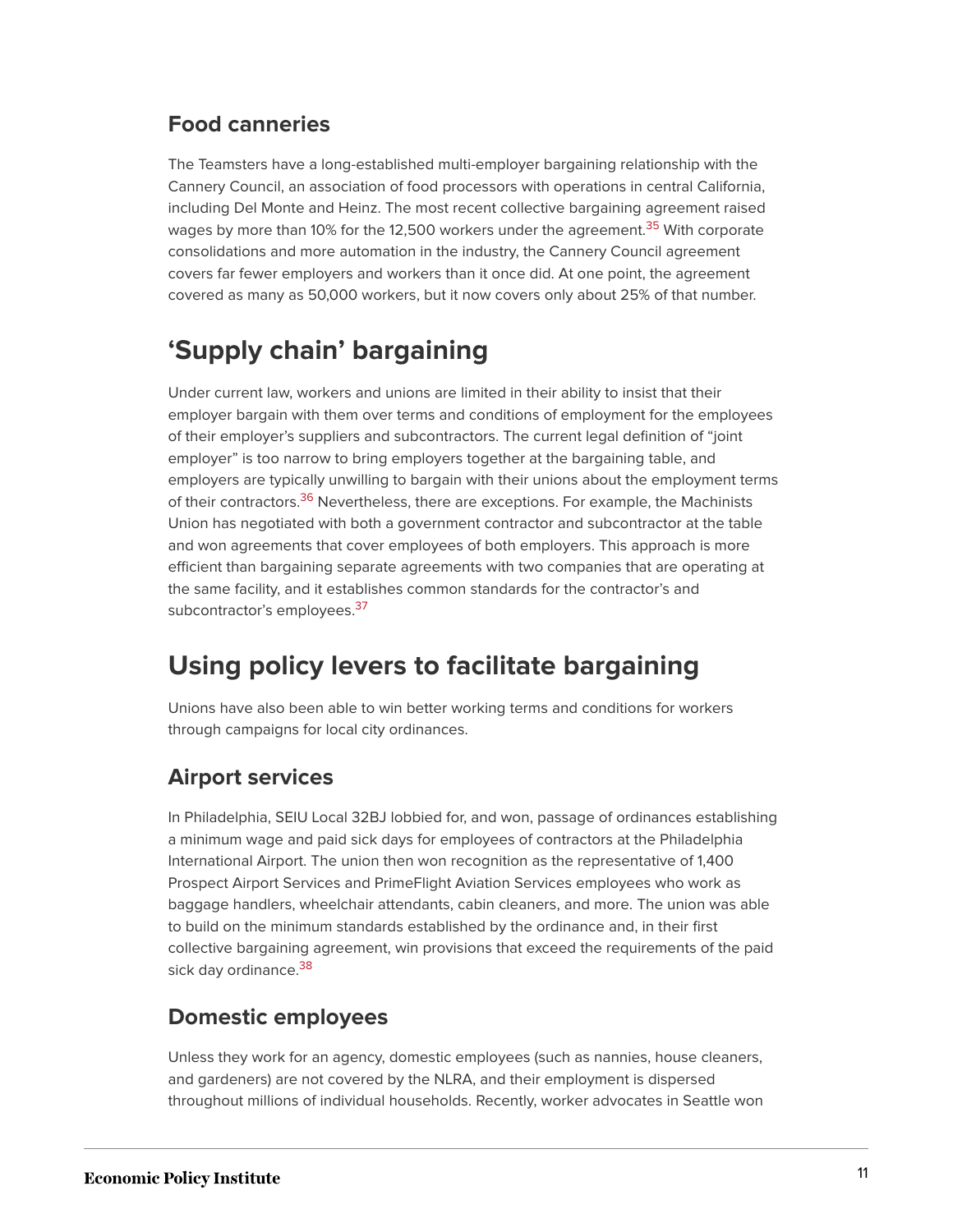### Food canneries

The Teamsters have a long-established multi-employer bargaining relationship with the Cannery Council, an association of food processors with operations in central California, including Del Monte and Heinz. The most recent collective bargaining agreement raised wages by more than 10% for the 12,500 workers under the agreement.[35] With corporate consolidations and more automation in the industry, the Cannery Council agreement covers far fewer employers and workers than it once did. At one point, the agreement covered as many as 50,000 workers, but it now covers only about 25% of that number.

## 'Supply chain' bargaining

Under current law, workers and unions are limited in their ability to insist that their employer bargain with them over terms and conditions of employment for the employees of their employer's suppliers and subcontractors. The current legal definition of "joint employer" is too narrow to bring employers together at the bargaining table, and employers are typically unwilling to bargain with their unions about the employment terms of their contractors.[36] Nevertheless, there are exceptions. For example, the Machinists Union has negotiated with both a government contractor and subcontractor at the table and won agreements that cover employees of both employers. This approach is more efficient than bargaining separate agreements with two companies that are operating at the same facility, and it establishes common standards for the contractor's and subcontractor's employees.[37]

## Using policy levers to facilitate bargaining

Unions have also been able to win better working terms and conditions for workers through campaigns for local city ordinances.

### Airport services

In Philadelphia, SEIU Local 32BJ lobbied for, and won, passage of ordinances establishing a minimum wage and paid sick days for employees of contractors at the Philadelphia International Airport. The union then won recognition as the representative of 1,400 Prospect Airport Services and PrimeFlight Aviation Services employees who work as baggage handlers, wheelchair attendants, cabin cleaners, and more. The union was able to build on the minimum standards established by the ordinance and, in their first collective bargaining agreement, win provisions that exceed the requirements of the paid sick day ordinance.[38]

### Domestic employees

Unless they work for an agency, domestic employees (such as nannies, house cleaners, and gardeners) are not covered by the NLRA, and their employment is dispersed throughout millions of individual households. Recently, worker advocates in Seattle won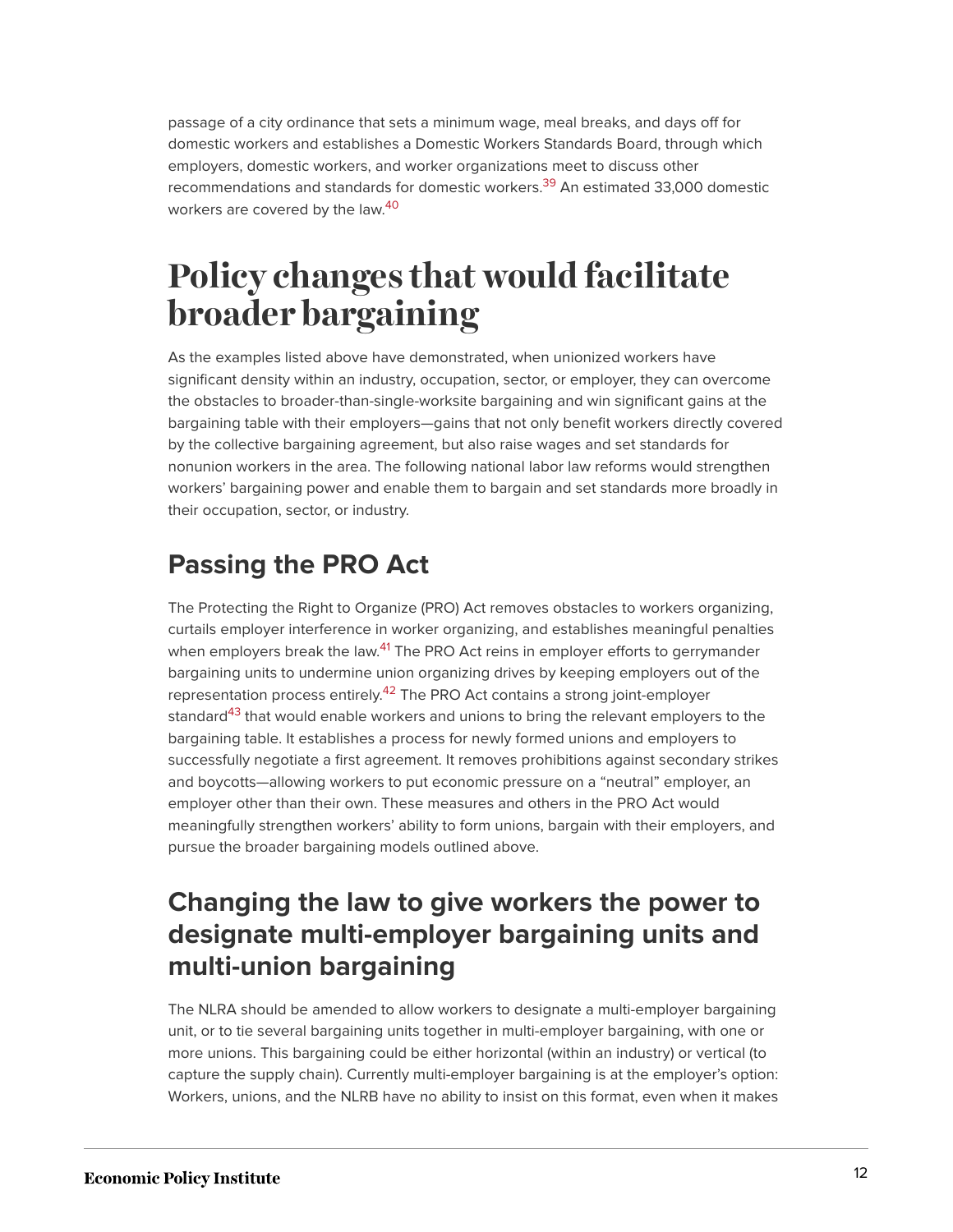passage of a city ordinance that sets a minimum wage, meal breaks, and days off for domestic workers and establishes a Domestic Workers Standards Board, through which employers, domestic workers, and worker organizations meet to discuss other recommendations and standards for domestic workers.[39] An estimated 33,000 domestic workers are covered by the law.[40]

# Policy changes that would facilitate broader bargaining

As the examples listed above have demonstrated, when unionized workers have significant density within an industry, occupation, sector, or employer, they can overcome the obstacles to broader-than-single-worksite bargaining and win significant gains at the bargaining table with their employers—gains that not only benefit workers directly covered by the collective bargaining agreement, but also raise wages and set standards for nonunion workers in the area. The following national labor law reforms would strengthen workers' bargaining power and enable them to bargain and set standards more broadly in their occupation, sector, or industry.

## Passing the PRO Act

The Protecting the Right to Organize (PRO) Act removes obstacles to workers organizing, curtails employer interference in worker organizing, and establishes meaningful penalties when employers break the law.[41] The PRO Act reins in employer efforts to gerrymander bargaining units to undermine union organizing drives by keeping employers out of the representation process entirely.[42] The PRO Act contains a strong joint-employer standard[43] that would enable workers and unions to bring the relevant employers to the bargaining table. It establishes a process for newly formed unions and employers to successfully negotiate a first agreement. It removes prohibitions against secondary strikes and boycotts—allowing workers to put economic pressure on a "neutral" employer, an employer other than their own. These measures and others in the PRO Act would meaningfully strengthen workers' ability to form unions, bargain with their employers, and pursue the broader bargaining models outlined above.

## Changing the law to give workers the power to designate multi-employer bargaining units and multi-union bargaining

The NLRA should be amended to allow workers to designate a multi-employer bargaining unit, or to tie several bargaining units together in multi-employer bargaining, with one or more unions. This bargaining could be either horizontal (within an industry) or vertical (to capture the supply chain). Currently multi-employer bargaining is at the employer's option: Workers, unions, and the NLRB have no ability to insist on this format, even when it makes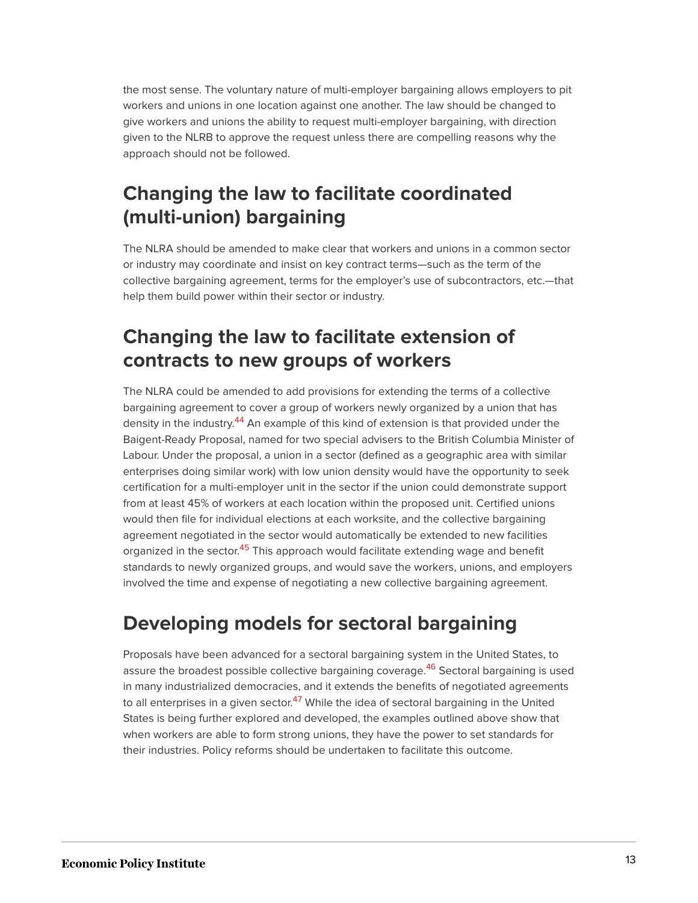the most sense. The voluntary nature of multi-employer bargaining allows employers to pit workers and unions in one location against one another. The law should be changed to give workers and unions the ability to request multi-employer bargaining, with direction given to the NLRB to approve the request unless there are compelling reasons why the approach should not be followed.

## Changing the law to facilitate coordinated (multi-union) bargaining

The NLRA should be amended to make clear that workers and unions in a common sector or industry may coordinate and insist on key contract terms—such as the term of the collective bargaining agreement, terms for the employer's use of subcontractors, etc.—that help them build power within their sector or industry.

## Changing the law to facilitate extension of contracts to new groups of workers

The NLRA could be amended to add provisions for extending the terms of a collective bargaining agreement to cover a group of workers newly organized by a union that has density in the industry.[44] An example of this kind of extension is that provided under the Baigent-Ready Proposal, named for two special advisers to the British Columbia Minister of Labour. Under the proposal, a union in a sector (defined as a geographic area with similar enterprises doing similar work) with low union density would have the opportunity to seek certification for a multi-employer unit in the sector if the union could demonstrate support from at least 45% of workers at each location within the proposed unit. Certified unions would then file for individual elections at each worksite, and the collective bargaining agreement negotiated in the sector would automatically be extended to new facilities organized in the sector.[45] This approach would facilitate extending wage and benefit standards to newly organized groups, and would save the workers, unions, and employers involved the time and expense of negotiating a new collective bargaining agreement.

## Developing models for sectoral bargaining

Proposals have been advanced for a sectoral bargaining system in the United States, to assure the broadest possible collective bargaining coverage.[46] Sectoral bargaining is used in many industrialized democracies, and it extends the benefits of negotiated agreements to all enterprises in a given sector.[47] While the idea of sectoral bargaining in the United States is being further explored and developed, the examples outlined above show that when workers are able to form strong unions, they have the power to set standards for their industries. Policy reforms should be undertaken to facilitate this outcome.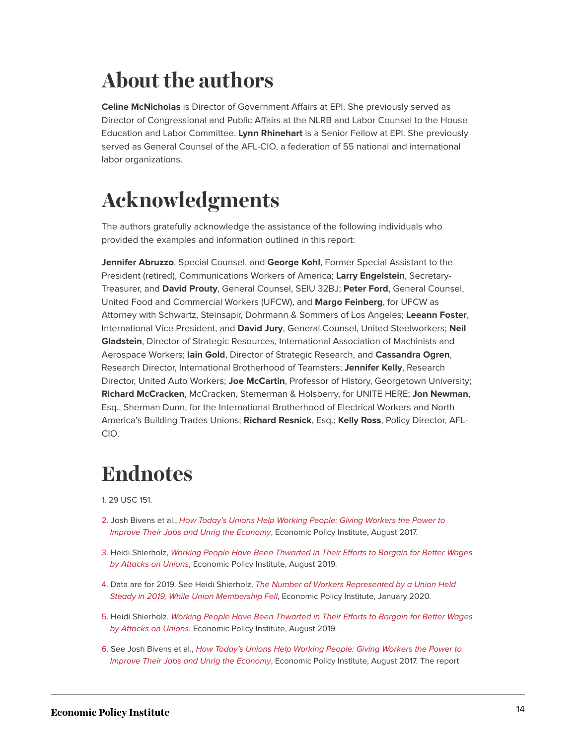# About the authors

**Celine McNicholas** is Director of Government Affairs at EPI. She previously served as Director of Congressional and Public Affairs at the NLRB and Labor Counsel to the House Education and Labor Committee. **Lynn Rhinehart** is a Senior Fellow at EPI. She previously served as General Counsel of the AFL-CIO, a federation of 55 national and international labor organizations.

# Acknowledgments

The authors gratefully acknowledge the assistance of the following individuals who provided the examples and information outlined in this report:

**Jennifer Abruzzo**, Special Counsel, and **George Kohl**, Former Special Assistant to the President (retired), Communications Workers of America; **Larry Engelstein**, Secretary-Treasurer, and **David Prouty**, General Counsel, SEIU 32BJ; **Peter Ford**, General Counsel, United Food and Commercial Workers (UFCW), and **Margo Feinberg**, for UFCW as Attorney with Schwartz, Steinsapir, Dohrmann & Sommers of Los Angeles; **Leeann Foster**, International Vice President, and **David Jury**, General Counsel, United Steelworkers; **Neil Gladstein**, Director of Strategic Resources, International Association of Machinists and Aerospace Workers; **Iain Gold**, Director of Strategic Research, and **Cassandra Ogren**, Research Director, International Brotherhood of Teamsters; **Jennifer Kelly**, Research Director, United Auto Workers; **Joe McCartin**, Professor of History, Georgetown University; **Richard McCracken**, McCracken, Stemerman & Holsberry, for UNITE HERE; **Jon Newman**, Esq., Sherman Dunn, for the International Brotherhood of Electrical Workers and North America's Building Trades Unions; **Richard Resnick**, Esq.; **Kelly Ross**, Policy Director, AFL-CIO.

# Endnotes

1. 29 USC 151.
2. Josh Bivens et al., *How Today's Unions Help Working People: Giving Workers the Power to Improve Their Jobs and Unrig the Economy*, Economic Policy Institute, August 2017.
3. Heidi Shierholz, *Working People Have Been Thwarted in Their Efforts to Bargain for Better Wages by Attacks on Unions*, Economic Policy Institute, August 2019.
4. Data are for 2019. See Heidi Shierholz, *The Number of Workers Represented by a Union Held Steady in 2019, While Union Membership Fell*, Economic Policy Institute, January 2020.
5. Heidi Shierholz, *Working People Have Been Thwarted in Their Efforts to Bargain for Better Wages by Attacks on Unions*, Economic Policy Institute, August 2019.
6. See Josh Bivens et al., *How Today's Unions Help Working People: Giving Workers the Power to Improve Their Jobs and Unrig the Economy*, Economic Policy Institute, August 2017. The report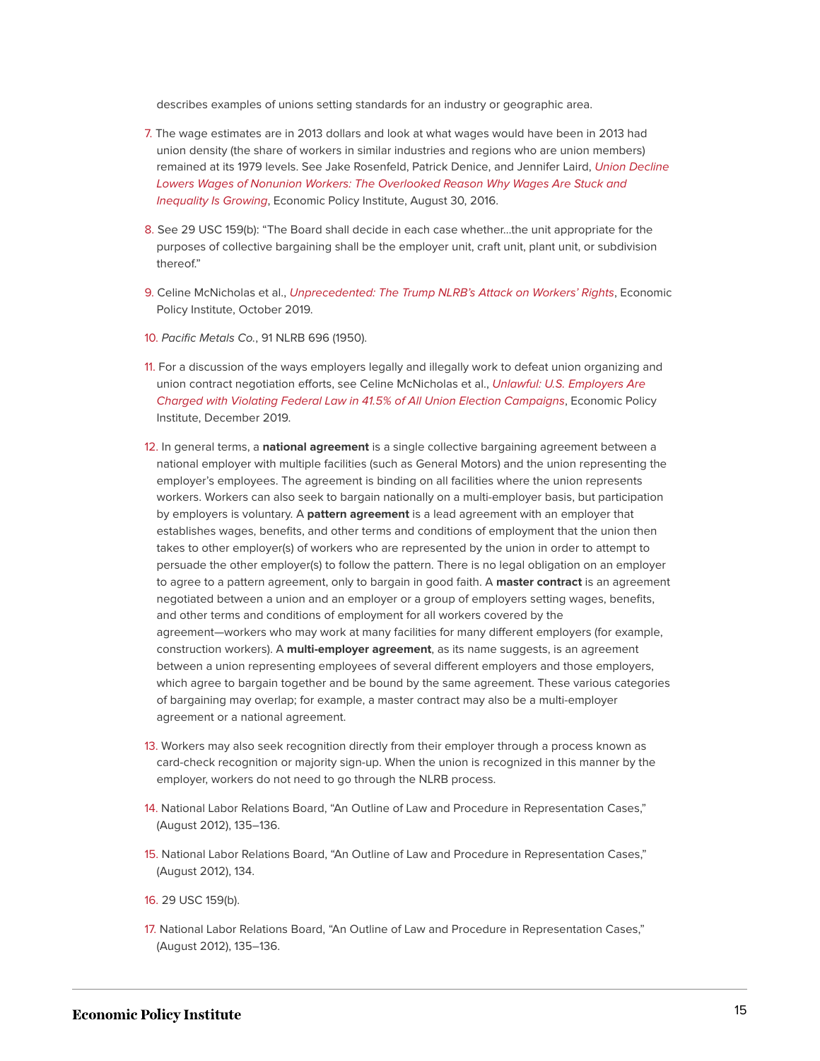describes examples of unions setting standards for an industry or geographic area.

7. The wage estimates are in 2013 dollars and look at what wages would have been in 2013 had union density (the share of workers in similar industries and regions who are union members) remained at its 1979 levels. See Jake Rosenfeld, Patrick Denice, and Jennifer Laird, *Union Decline Lowers Wages of Nonunion Workers: The Overlooked Reason Why Wages Are Stuck and Inequality Is Growing*, Economic Policy Institute, August 30, 2016.

8. See 29 USC 159(b): "The Board shall decide in each case whether…the unit appropriate for the purposes of collective bargaining shall be the employer unit, craft unit, plant unit, or subdivision thereof."

9. Celine McNicholas et al., *Unprecedented: The Trump NLRB's Attack on Workers' Rights*, Economic Policy Institute, October 2019.

10. *Pacific Metals Co.*, 91 NLRB 696 (1950).

11. For a discussion of the ways employers legally and illegally work to defeat union organizing and union contract negotiation efforts, see Celine McNicholas et al., *Unlawful: U.S. Employers Are Charged with Violating Federal Law in 41.5% of All Union Election Campaigns*, Economic Policy Institute, December 2019.

12. In general terms, a **national agreement** is a single collective bargaining agreement between a national employer with multiple facilities (such as General Motors) and the union representing the employer's employees. The agreement is binding on all facilities where the union represents workers. Workers can also seek to bargain nationally on a multi-employer basis, but participation by employers is voluntary. A **pattern agreement** is a lead agreement with an employer that establishes wages, benefits, and other terms and conditions of employment that the union then takes to other employer(s) of workers who are represented by the union in order to attempt to persuade the other employer(s) to follow the pattern. There is no legal obligation on an employer to agree to a pattern agreement, only to bargain in good faith. A **master contract** is an agreement negotiated between a union and an employer or a group of employers setting wages, benefits, and other terms and conditions of employment for all workers covered by the agreement—workers who may work at many facilities for many different employers (for example, construction workers). A **multi-employer agreement**, as its name suggests, is an agreement between a union representing employees of several different employers and those employers, which agree to bargain together and be bound by the same agreement. These various categories of bargaining may overlap; for example, a master contract may also be a multi-employer agreement or a national agreement.

13. Workers may also seek recognition directly from their employer through a process known as card-check recognition or majority sign-up. When the union is recognized in this manner by the employer, workers do not need to go through the NLRB process.

14. National Labor Relations Board, "An Outline of Law and Procedure in Representation Cases," (August 2012), 135–136.

15. National Labor Relations Board, "An Outline of Law and Procedure in Representation Cases," (August 2012), 134.

16. 29 USC 159(b).

17. National Labor Relations Board, "An Outline of Law and Procedure in Representation Cases," (August 2012), 135–136.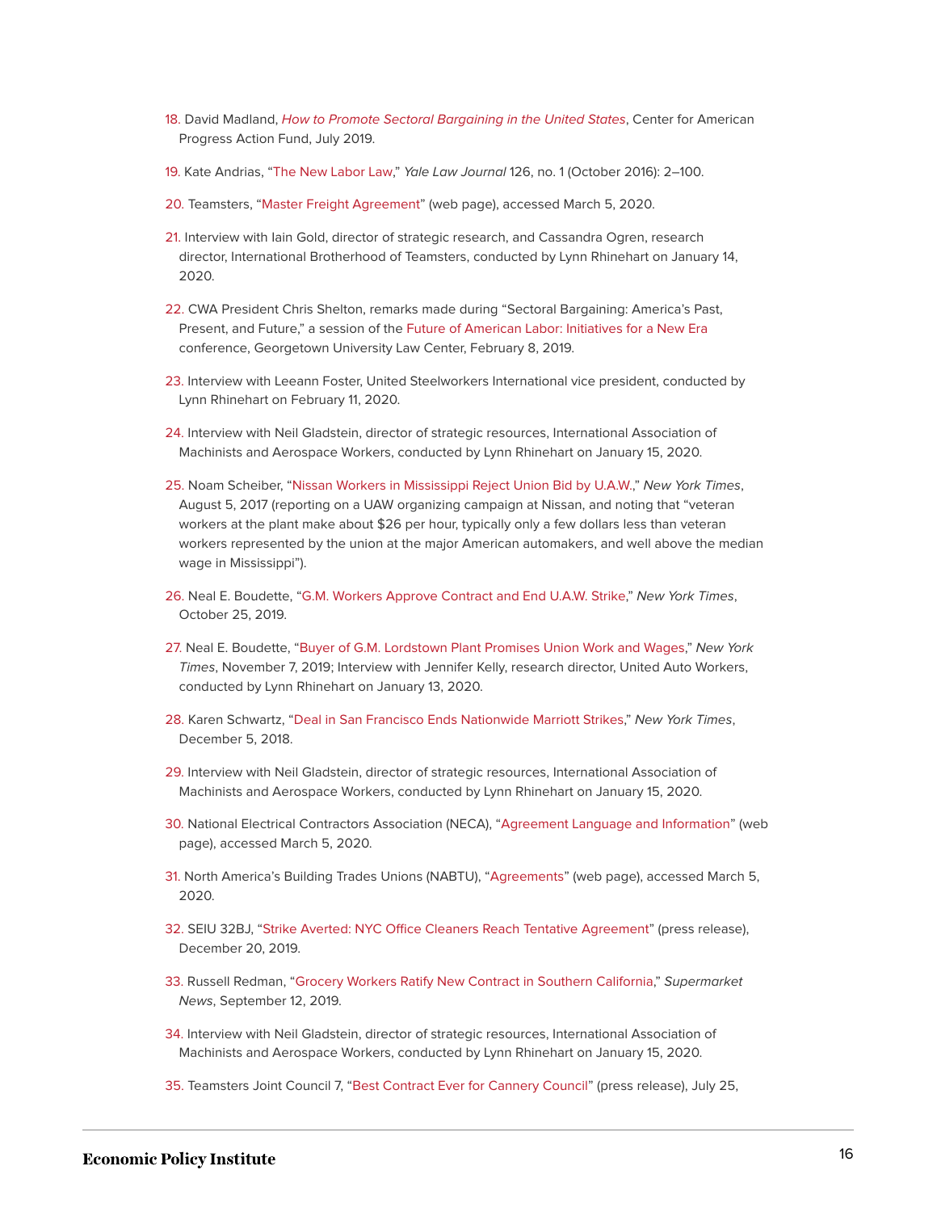18. David Madland, *How to Promote Sectoral Bargaining in the United States*, Center for American Progress Action Fund, July 2019.

19. Kate Andrias, "The New Labor Law," *Yale Law Journal* 126, no. 1 (October 2016): 2–100.

20. Teamsters, "Master Freight Agreement" (web page), accessed March 5, 2020.

21. Interview with Iain Gold, director of strategic research, and Cassandra Ogren, research director, International Brotherhood of Teamsters, conducted by Lynn Rhinehart on January 14, 2020.

22. CWA President Chris Shelton, remarks made during "Sectoral Bargaining: America's Past, Present, and Future," a session of the Future of American Labor: Initiatives for a New Era conference, Georgetown University Law Center, February 8, 2019.

23. Interview with Leeann Foster, United Steelworkers International vice president, conducted by Lynn Rhinehart on February 11, 2020.

24. Interview with Neil Gladstein, director of strategic resources, International Association of Machinists and Aerospace Workers, conducted by Lynn Rhinehart on January 15, 2020.

25. Noam Scheiber, "Nissan Workers in Mississippi Reject Union Bid by U.A.W.," *New York Times*, August 5, 2017 (reporting on a UAW organizing campaign at Nissan, and noting that "veteran workers at the plant make about $26 per hour, typically only a few dollars less than veteran workers represented by the union at the major American automakers, and well above the median wage in Mississippi").

26. Neal E. Boudette, "G.M. Workers Approve Contract and End U.A.W. Strike," *New York Times*, October 25, 2019.

27. Neal E. Boudette, "Buyer of G.M. Lordstown Plant Promises Union Work and Wages," *New York Times*, November 7, 2019; Interview with Jennifer Kelly, research director, United Auto Workers, conducted by Lynn Rhinehart on January 13, 2020.

28. Karen Schwartz, "Deal in San Francisco Ends Nationwide Marriott Strikes," *New York Times*, December 5, 2018.

29. Interview with Neil Gladstein, director of strategic resources, International Association of Machinists and Aerospace Workers, conducted by Lynn Rhinehart on January 15, 2020.

30. National Electrical Contractors Association (NECA), "Agreement Language and Information" (web page), accessed March 5, 2020.

31. North America's Building Trades Unions (NABTU), "Agreements" (web page), accessed March 5, 2020.

32. SEIU 32BJ, "Strike Averted: NYC Office Cleaners Reach Tentative Agreement" (press release), December 20, 2019.

33. Russell Redman, "Grocery Workers Ratify New Contract in Southern California," *Supermarket News*, September 12, 2019.

34. Interview with Neil Gladstein, director of strategic resources, International Association of Machinists and Aerospace Workers, conducted by Lynn Rhinehart on January 15, 2020.

35. Teamsters Joint Council 7, "Best Contract Ever for Cannery Council" (press release), July 25,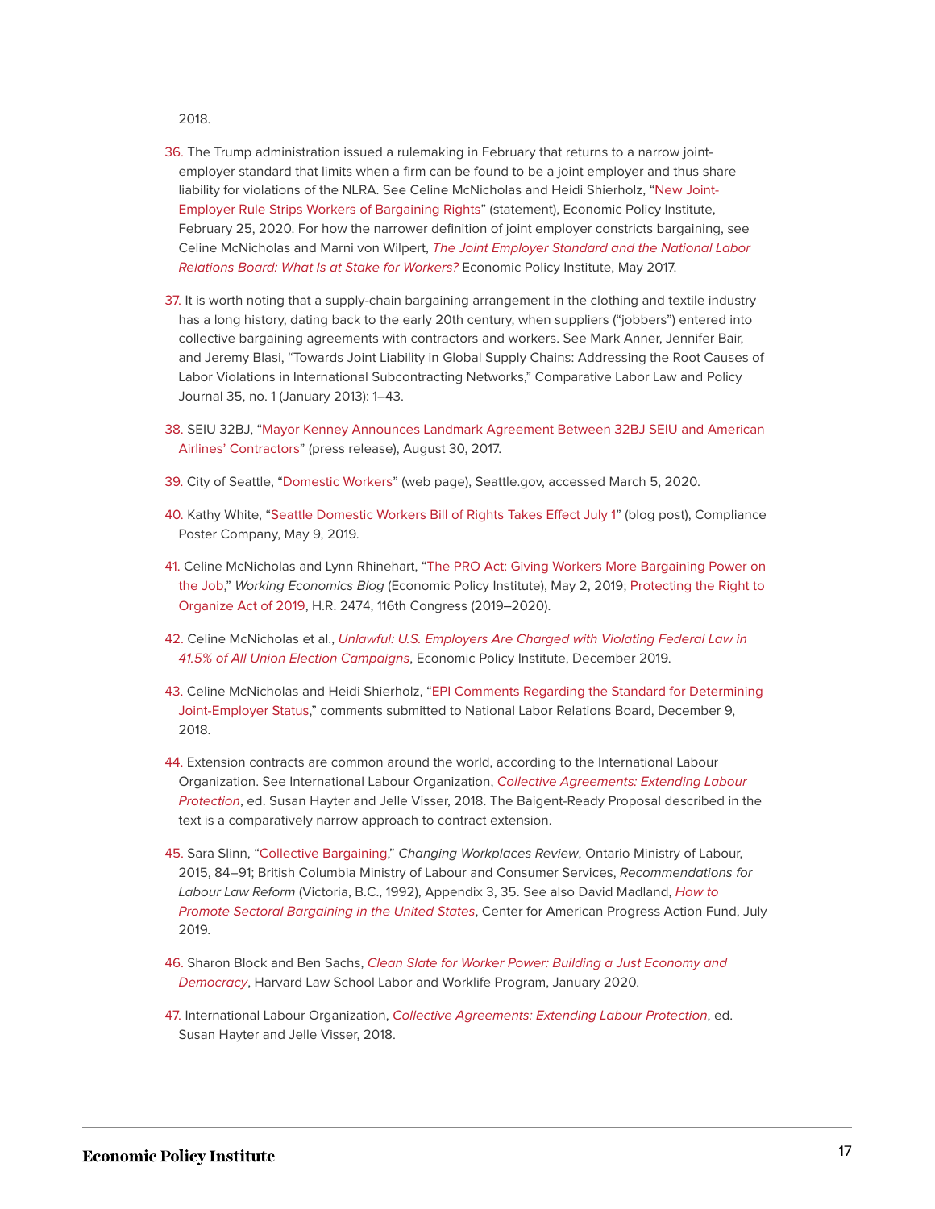2018.

36. The Trump administration issued a rulemaking in February that returns to a narrow joint-employer standard that limits when a firm can be found to be a joint employer and thus share liability for violations of the NLRA. See Celine McNicholas and Heidi Shierholz, "New Joint-Employer Rule Strips Workers of Bargaining Rights" (statement), Economic Policy Institute, February 25, 2020. For how the narrower definition of joint employer constricts bargaining, see Celine McNicholas and Marni von Wilpert, *The Joint Employer Standard and the National Labor Relations Board: What Is at Stake for Workers?* Economic Policy Institute, May 2017.

37. It is worth noting that a supply-chain bargaining arrangement in the clothing and textile industry has a long history, dating back to the early 20th century, when suppliers ("jobbers") entered into collective bargaining agreements with contractors and workers. See Mark Anner, Jennifer Bair, and Jeremy Blasi, "Towards Joint Liability in Global Supply Chains: Addressing the Root Causes of Labor Violations in International Subcontracting Networks," Comparative Labor Law and Policy Journal 35, no. 1 (January 2013): 1–43.

38. SEIU 32BJ, "Mayor Kenney Announces Landmark Agreement Between 32BJ SEIU and American Airlines' Contractors" (press release), August 30, 2017.

39. City of Seattle, "Domestic Workers" (web page), Seattle.gov, accessed March 5, 2020.

40. Kathy White, "Seattle Domestic Workers Bill of Rights Takes Effect July 1" (blog post), Compliance Poster Company, May 9, 2019.

41. Celine McNicholas and Lynn Rhinehart, "The PRO Act: Giving Workers More Bargaining Power on the Job," *Working Economics Blog* (Economic Policy Institute), May 2, 2019; Protecting the Right to Organize Act of 2019, H.R. 2474, 116th Congress (2019–2020).

42. Celine McNicholas et al., *Unlawful: U.S. Employers Are Charged with Violating Federal Law in 41.5% of All Union Election Campaigns*, Economic Policy Institute, December 2019.

43. Celine McNicholas and Heidi Shierholz, "EPI Comments Regarding the Standard for Determining Joint-Employer Status," comments submitted to National Labor Relations Board, December 9, 2018.

44. Extension contracts are common around the world, according to the International Labour Organization. See International Labour Organization, *Collective Agreements: Extending Labour Protection*, ed. Susan Hayter and Jelle Visser, 2018. The Baigent-Ready Proposal described in the text is a comparatively narrow approach to contract extension.

45. Sara Slinn, "Collective Bargaining," *Changing Workplaces Review*, Ontario Ministry of Labour, 2015, 84–91; British Columbia Ministry of Labour and Consumer Services, *Recommendations for Labour Law Reform* (Victoria, B.C., 1992), Appendix 3, 35. See also David Madland, *How to Promote Sectoral Bargaining in the United States*, Center for American Progress Action Fund, July 2019.

46. Sharon Block and Ben Sachs, *Clean Slate for Worker Power: Building a Just Economy and Democracy*, Harvard Law School Labor and Worklife Program, January 2020.

47. International Labour Organization, *Collective Agreements: Extending Labour Protection*, ed. Susan Hayter and Jelle Visser, 2018.